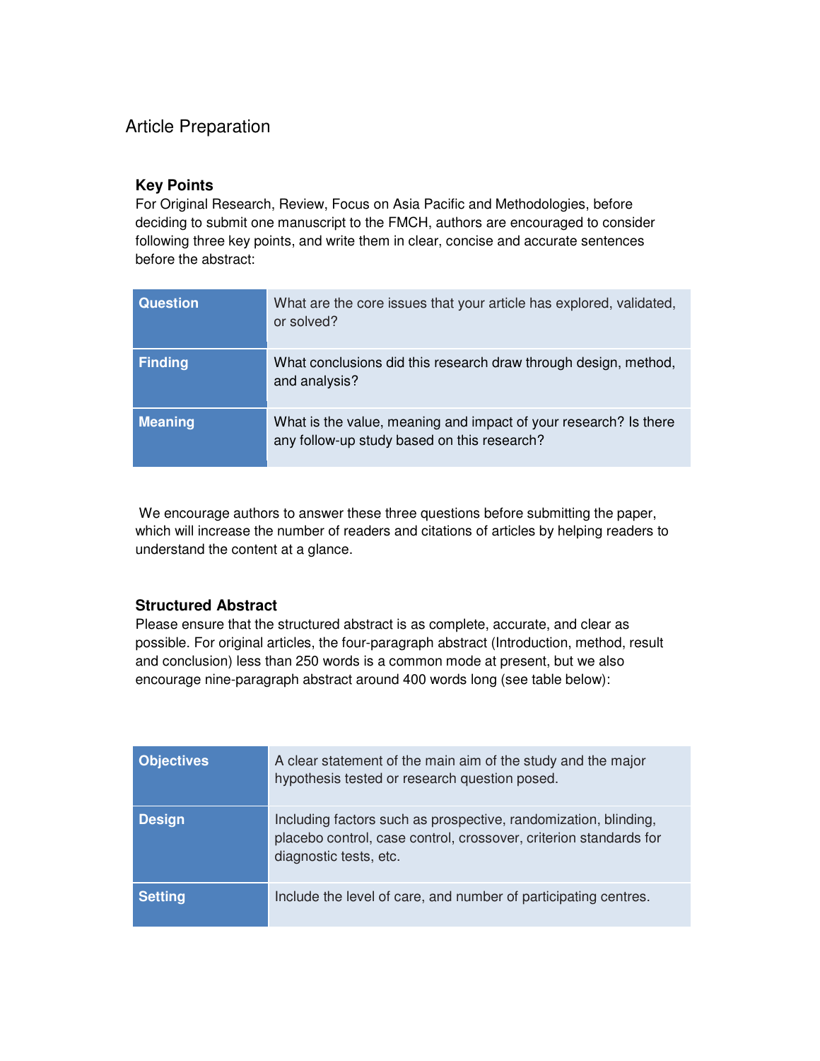# Article Preparation

## Key Points

For Original Research, Review, Focus on Asia Pacific and Methodologies, before deciding to submit one manuscript to the FMCH, authors are encouraged to consider following three key points, and write them in clear, concise and accurate sentences before the abstract:

| | |
|---|---|
| **Question** | What are the core issues that your article has explored, validated, or solved? |
| **Finding** | What conclusions did this research draw through design, method, and analysis? |
| **Meaning** | What is the value, meaning and impact of your research? Is there any follow-up study based on this research? |

We encourage authors to answer these three questions before submitting the paper, which will increase the number of readers and citations of articles by helping readers to understand the content at a glance.

## Structured Abstract

Please ensure that the structured abstract is as complete, accurate, and clear as possible. For original articles, the four-paragraph abstract (Introduction, method, result and conclusion) less than 250 words is a common mode at present, but we also encourage nine-paragraph abstract around 400 words long (see table below):

| | |
|---|---|
| **Objectives** | A clear statement of the main aim of the study and the major hypothesis tested or research question posed. |
| **Design** | Including factors such as prospective, randomization, blinding, placebo control, case control, crossover, criterion standards for diagnostic tests, etc. |
| **Setting** | Include the level of care, and number of participating centres. |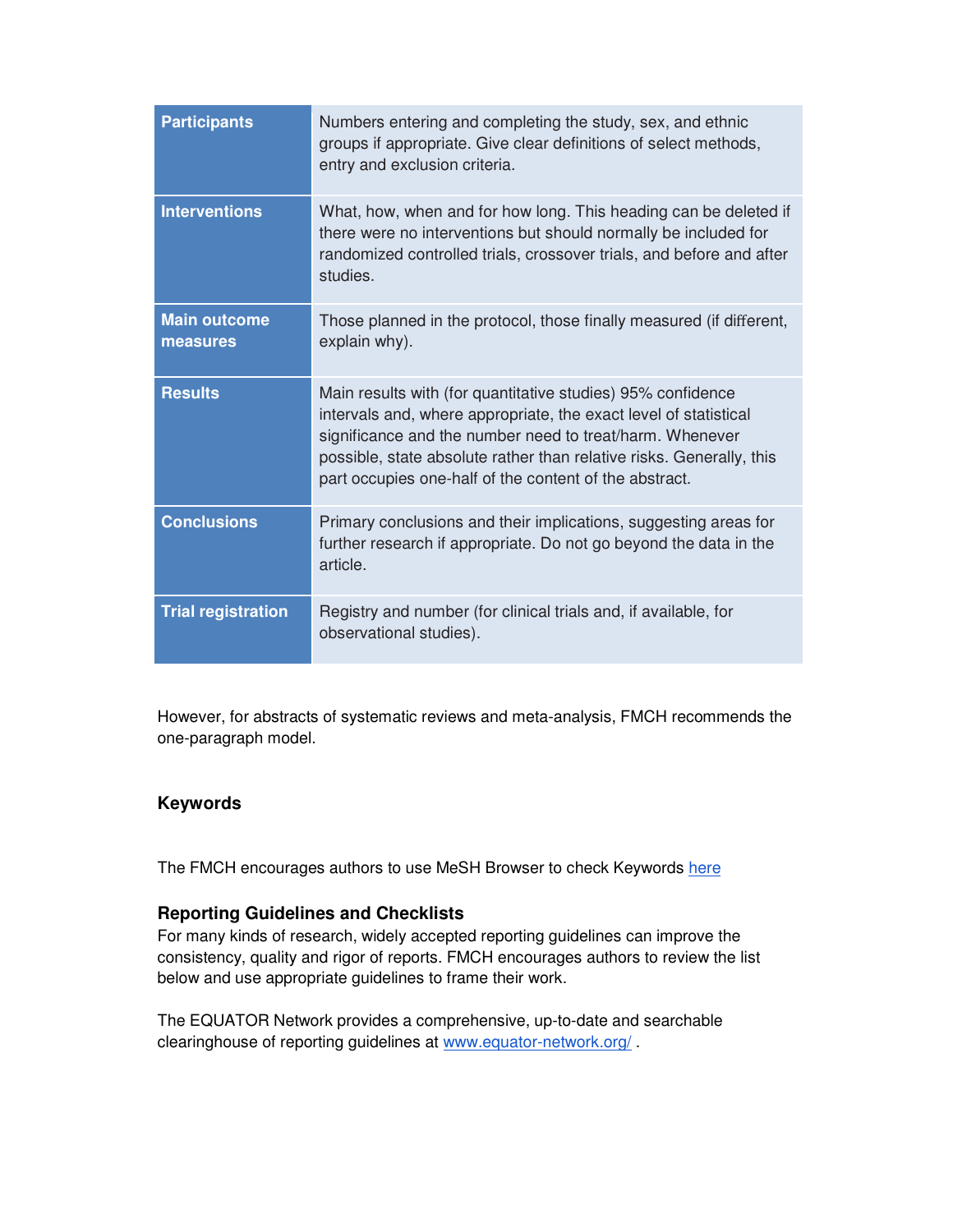| Participants | Numbers entering and completing the study, sex, and ethnic groups if appropriate. Give clear definitions of select methods, entry and exclusion criteria. |
|---|---|
| Interventions | What, how, when and for how long. This heading can be deleted if there were no interventions but should normally be included for randomized controlled trials, crossover trials, and before and after studies. |
| Main outcome measures | Those planned in the protocol, those finally measured (if different, explain why). |
| Results | Main results with (for quantitative studies) 95% confidence intervals and, where appropriate, the exact level of statistical significance and the number need to treat/harm. Whenever possible, state absolute rather than relative risks. Generally, this part occupies one-half of the content of the abstract. |
| Conclusions | Primary conclusions and their implications, suggesting areas for further research if appropriate. Do not go beyond the data in the article. |
| Trial registration | Registry and number (for clinical trials and, if available, for observational studies). |

However, for abstracts of systematic reviews and meta-analysis, FMCH recommends the one-paragraph model.

### Keywords

The FMCH encourages authors to use MeSH Browser to check Keywords here

### Reporting Guidelines and Checklists

For many kinds of research, widely accepted reporting guidelines can improve the consistency, quality and rigor of reports. FMCH encourages authors to review the list below and use appropriate guidelines to frame their work.

The EQUATOR Network provides a comprehensive, up-to-date and searchable clearinghouse of reporting guidelines at www.equator-network.org/ .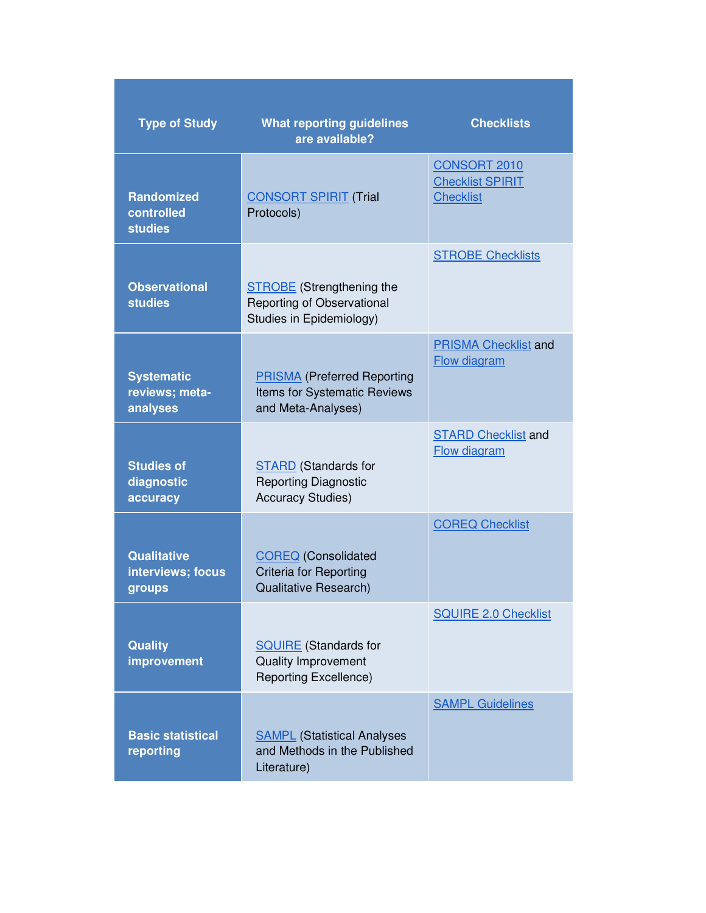| Type of Study | What reporting guidelines are available? | Checklists |
|---|---|---|
| Randomized controlled studies | CONSORT SPIRIT (Trial Protocols) | CONSORT 2010 Checklist SPIRIT Checklist |
| Observational studies | STROBE (Strengthening the Reporting of Observational Studies in Epidemiology) | STROBE Checklists |
| Systematic reviews; meta-analyses | PRISMA (Preferred Reporting Items for Systematic Reviews and Meta-Analyses) | PRISMA Checklist and Flow diagram |
| Studies of diagnostic accuracy | STARD (Standards for Reporting Diagnostic Accuracy Studies) | STARD Checklist and Flow diagram |
| Qualitative interviews; focus groups | COREQ (Consolidated Criteria for Reporting Qualitative Research) | COREQ Checklist |
| Quality improvement | SQUIRE (Standards for Quality Improvement Reporting Excellence) | SQUIRE 2.0 Checklist |
| Basic statistical reporting | SAMPL (Statistical Analyses and Methods in the Published Literature) | SAMPL Guidelines |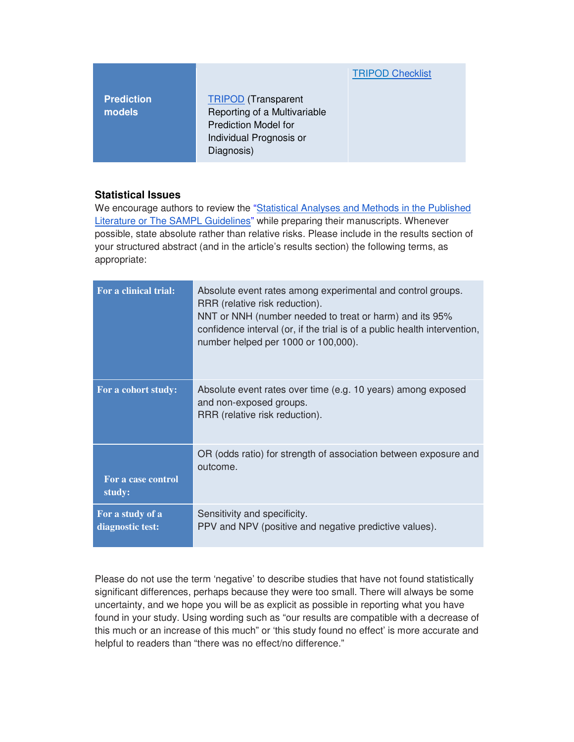| Prediction models | TRIPOD (Transparent Reporting of a Multivariable Prediction Model for Individual Prognosis or Diagnosis) | TRIPOD Checklist |
|---|---|---|

### Statistical Issues

We encourage authors to review the "Statistical Analyses and Methods in the Published Literature or The SAMPL Guidelines" while preparing their manuscripts. Whenever possible, state absolute rather than relative risks. Please include in the results section of your structured abstract (and in the article's results section) the following terms, as appropriate:

| | |
|---|---|
| **For a clinical trial:** | Absolute event rates among experimental and control groups.<br>RRR (relative risk reduction).<br>NNT or NNH (number needed to treat or harm) and its 95% confidence interval (or, if the trial is of a public health intervention, number helped per 1000 or 100,000). |
| **For a cohort study:** | Absolute event rates over time (e.g. 10 years) among exposed and non-exposed groups.<br>RRR (relative risk reduction). |
| **For a case control study:** | OR (odds ratio) for strength of association between exposure and outcome. |
| **For a study of a diagnostic test:** | Sensitivity and specificity.<br>PPV and NPV (positive and negative predictive values). |

Please do not use the term 'negative' to describe studies that have not found statistically significant differences, perhaps because they were too small. There will always be some uncertainty, and we hope you will be as explicit as possible in reporting what you have found in your study. Using wording such as "our results are compatible with a decrease of this much or an increase of this much" or 'this study found no effect' is more accurate and helpful to readers than "there was no effect/no difference."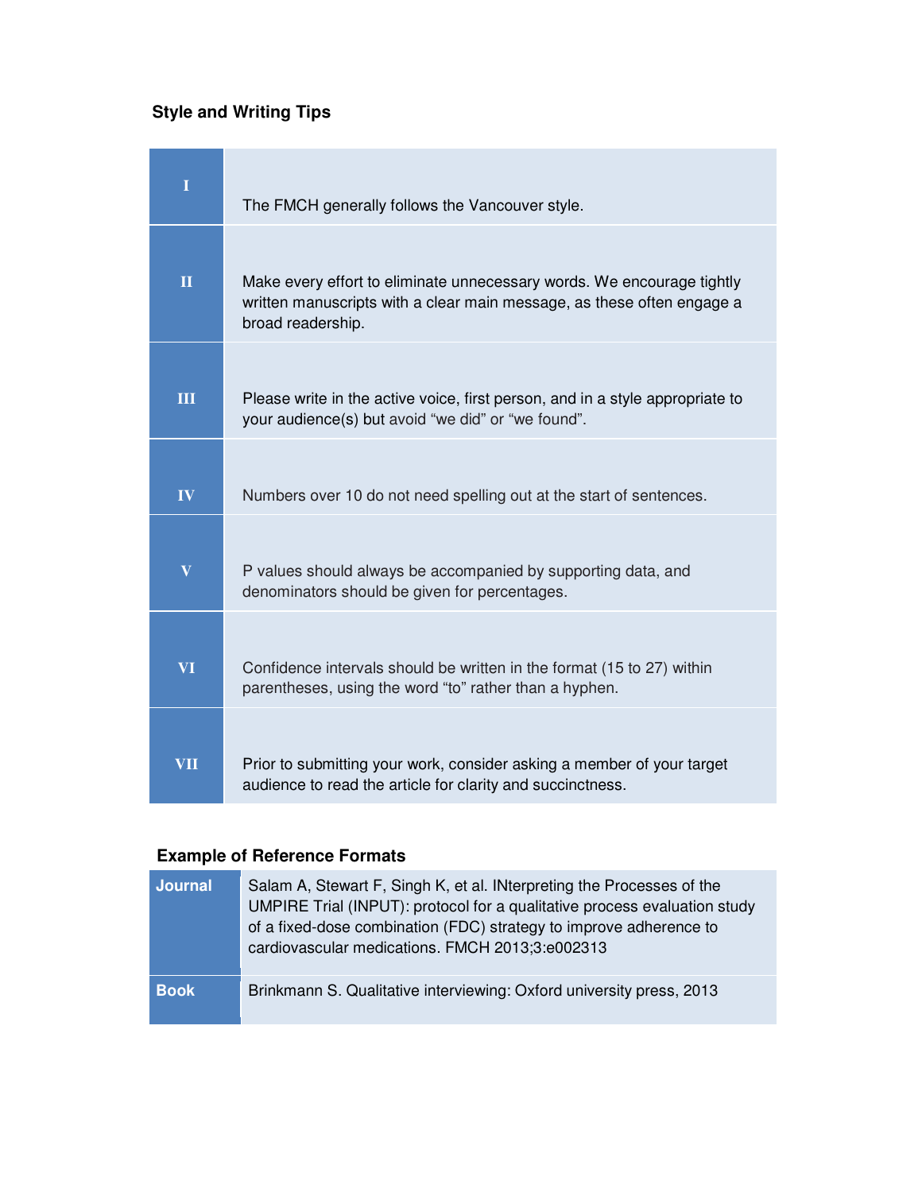## Style and Writing Tips

| | |
|---|---|
| I | The FMCH generally follows the Vancouver style. |
| II | Make every effort to eliminate unnecessary words. We encourage tightly written manuscripts with a clear main message, as these often engage a broad readership. |
| III | Please write in the active voice, first person, and in a style appropriate to your audience(s) but avoid "we did" or "we found". |
| IV | Numbers over 10 do not need spelling out at the start of sentences. |
| V | P values should always be accompanied by supporting data, and denominators should be given for percentages. |
| VI | Confidence intervals should be written in the format (15 to 27) within parentheses, using the word "to" rather than a hyphen. |
| VII | Prior to submitting your work, consider asking a member of your target audience to read the article for clarity and succinctness. |

## Example of Reference Formats

| | |
|---|---|
| **Journal** | Salam A, Stewart F, Singh K, et al. INterpreting the Processes of the UMPIRE Trial (INPUT): protocol for a qualitative process evaluation study of a fixed-dose combination (FDC) strategy to improve adherence to cardiovascular medications. FMCH 2013;3:e002313 |
| **Book** | Brinkmann S. Qualitative interviewing: Oxford university press, 2013 |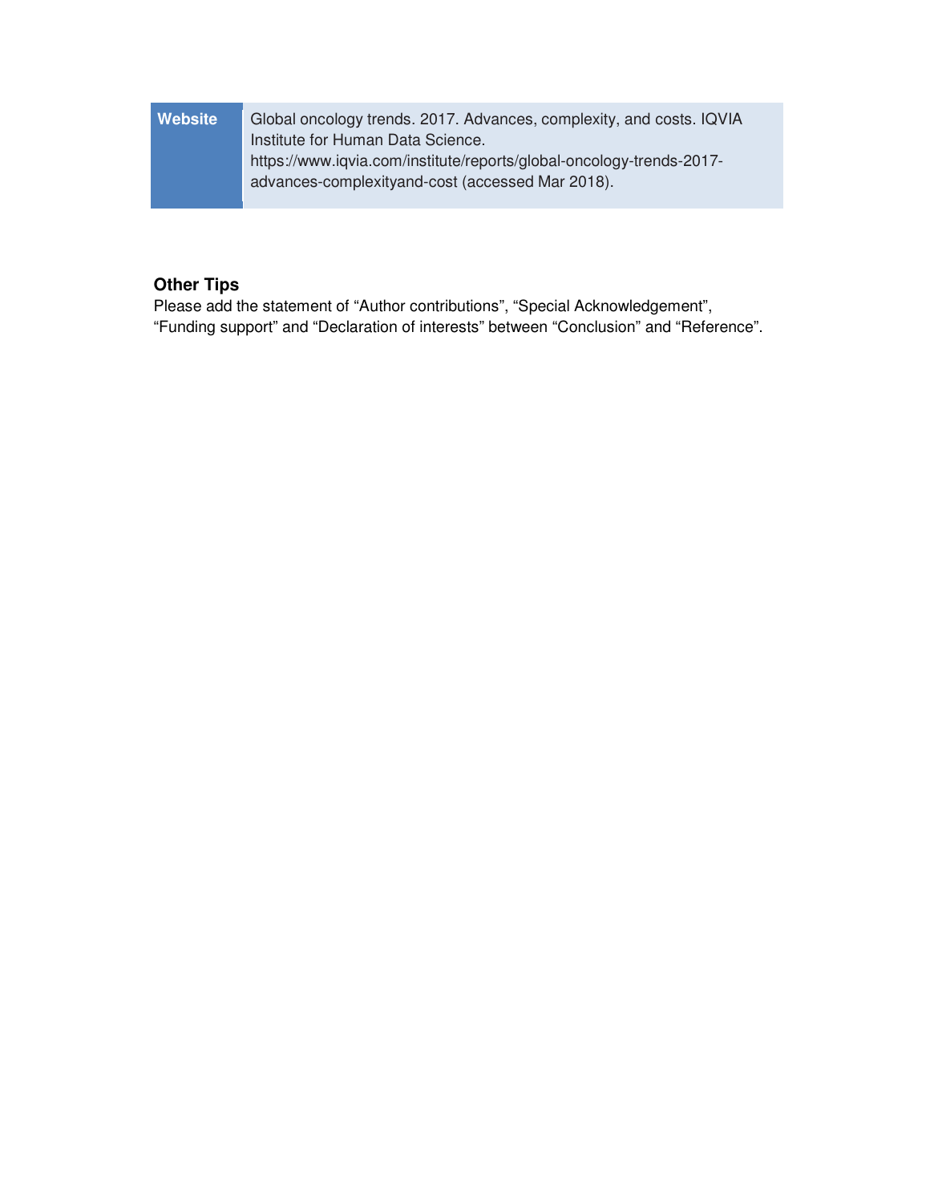| | |
|---|---|
| **Website** | Global oncology trends. 2017. Advances, complexity, and costs. IQVIA Institute for Human Data Science. https://www.iqvia.com/institute/reports/global-oncology-trends-2017-advances-complexityand-cost (accessed Mar 2018). |

## Other Tips

Please add the statement of “Author contributions”, “Special Acknowledgement”, “Funding support” and “Declaration of interests” between “Conclusion” and “Reference”.